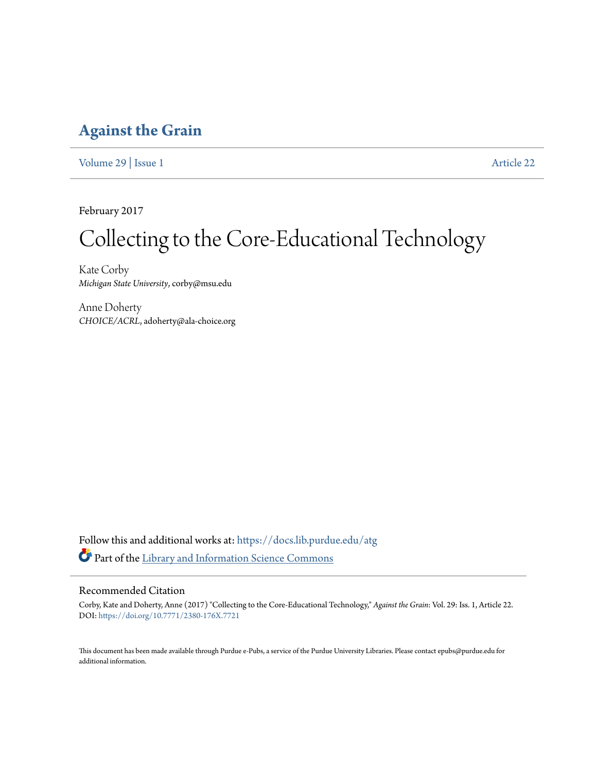# Against the Grain

Volume 29 | Issue 1 Article 22

February 2017

# Collecting to the Core-Educational Technology

Kate Corby
*Michigan State University*, corby@msu.edu

Anne Doherty
*CHOICE/ACRL*, adoherty@ala-choice.org

Follow this and additional works at: https://docs.lib.purdue.edu/atg

Part of the Library and Information Science Commons

## Recommended Citation

Corby, Kate and Doherty, Anne (2017) "Collecting to the Core-Educational Technology," *Against the Grain*: Vol. 29: Iss. 1, Article 22.
DOI: https://doi.org/10.7771/2380-176X.7721

This document has been made available through Purdue e-Pubs, a service of the Purdue University Libraries. Please contact epubs@purdue.edu for additional information.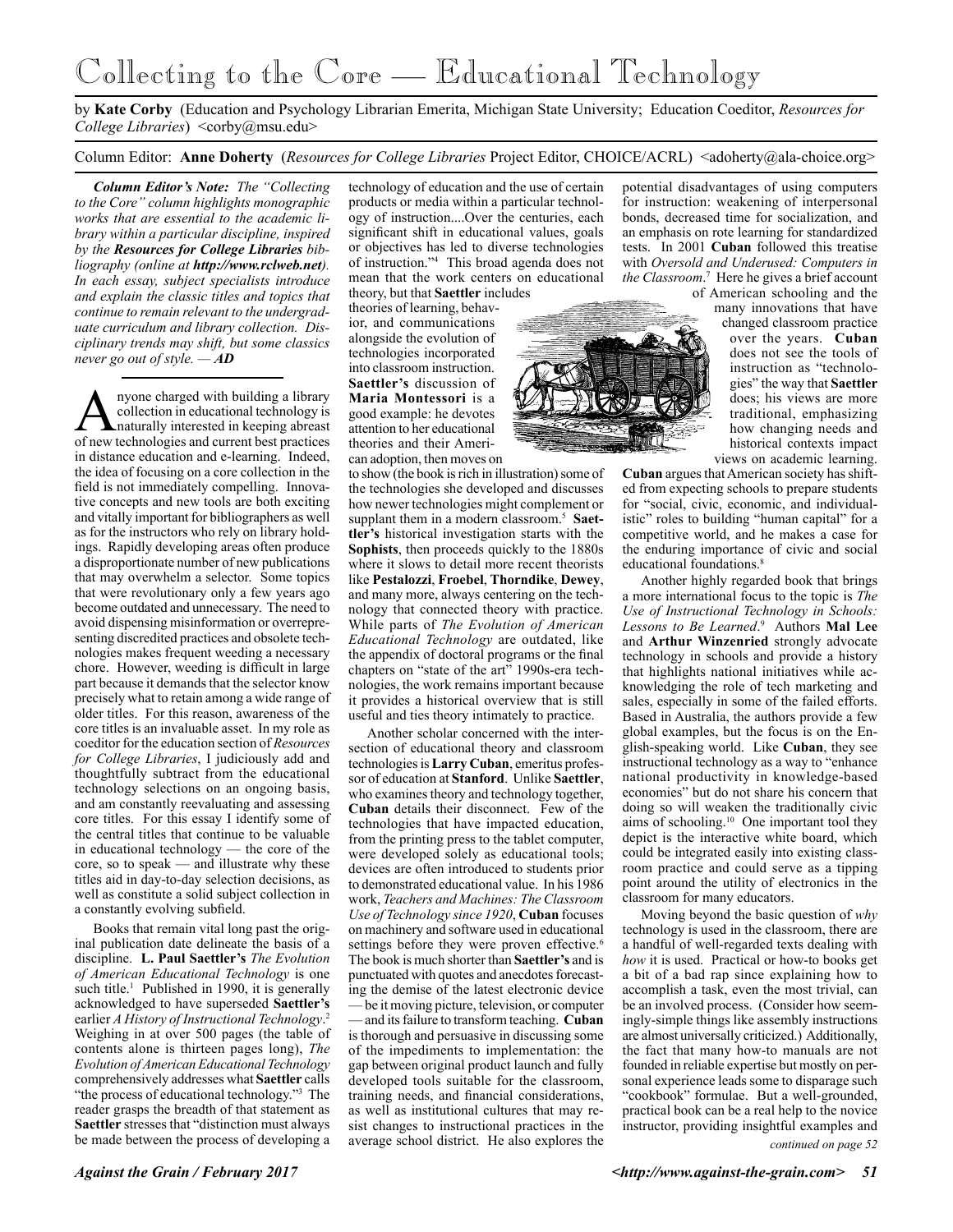# Collecting to the Core — Educational Technology

by **Kate Corby** (Education and Psychology Librarian Emerita, Michigan State University; Education Coeditor, *Resources for College Libraries*) <corby@msu.edu>

Column Editor: **Anne Doherty** (*Resources for College Libraries* Project Editor, CHOICE/ACRL) <adoherty@ala-choice.org>

***Column Editor's Note:** The "Collecting to the Core" column highlights monographic works that are essential to the academic library within a particular discipline, inspired by the **Resources for College Libraries** bibliography (online at **http://www.rclweb.net**). In each essay, subject specialists introduce and explain the classic titles and topics that continue to remain relevant to the undergraduate curriculum and library collection. Disciplinary trends may shift, but some classics never go out of style. — **AD***

Anyone charged with building a library collection in educational technology is naturally interested in keeping abreast of new technologies and current best practices in distance education and e-learning. Indeed, the idea of focusing on a core collection in the field is not immediately compelling. Innovative concepts and new tools are both exciting and vitally important for bibliographers as well as for the instructors who rely on library holdings. Rapidly developing areas often produce a disproportionate number of new publications that may overwhelm a selector. Some topics that were revolutionary only a few years ago become outdated and unnecessary. The need to avoid dispensing misinformation or overrepresenting discredited practices and obsolete technologies makes frequent weeding a necessary chore. However, weeding is difficult in large part because it demands that the selector know precisely what to retain among a wide range of older titles. For this reason, awareness of the core titles is an invaluable asset. In my role as coeditor for the education section of *Resources for College Libraries*, I judiciously add and thoughtfully subtract from the educational technology selections on an ongoing basis, and am constantly reevaluating and assessing core titles. For this essay I identify some of the central titles that continue to be valuable in educational technology — the core of the core, so to speak — and illustrate why these titles aid in day-to-day selection decisions, as well as constitute a solid subject collection in a constantly evolving subfield.

Books that remain vital long past the original publication date delineate the basis of a discipline. **L. Paul Saettler's** *The Evolution of American Educational Technology* is one such title.[1] Published in 1990, it is generally acknowledged to have superseded **Saettler's** earlier *A History of Instructional Technology*.[2] Weighing in at over 500 pages (the table of contents alone is thirteen pages long), *The Evolution of American Educational Technology* comprehensively addresses what **Saettler** calls "the process of educational technology."[3] The reader grasps the breadth of that statement as **Saettler** stresses that "distinction must always be made between the process of developing a technology of education and the use of certain products or media within a particular technology of instruction....Over the centuries, each significant shift in educational values, goals or objectives has led to diverse technologies of instruction."[4] This broad agenda does not mean that the work centers on educational theory, but that **Saettler** includes theories of learning, behavior, and communications alongside the evolution of technologies incorporated into classroom instruction. **Saettler's** discussion of **Maria Montessori** is a good example: he devotes attention to her educational theories and their American adoption, then moves on to show (the book is rich in illustration) some of the technologies she developed and discusses how newer technologies might complement or supplant them in a modern classroom.[5] **Saettler's** historical investigation starts with the **Sophists**, then proceeds quickly to the 1880s where it slows to detail more recent theorists like **Pestalozzi**, **Froebel**, **Thorndike**, **Dewey**, and many more, always centering on the technology that connected theory with practice. While parts of *The Evolution of American Educational Technology* are outdated, like the appendix of doctoral programs or the final chapters on "state of the art" 1990s-era technologies, the work remains important because it provides a historical overview that is still useful and ties theory intimately to practice.

Another scholar concerned with the intersection of educational theory and classroom technologies is **Larry Cuban**, emeritus professor of education at **Stanford**. Unlike **Saettler**, who examines theory and technology together, **Cuban** details their disconnect. Few of the technologies that have impacted education, from the printing press to the tablet computer, were developed solely as educational tools; devices are often introduced to students prior to demonstrated educational value. In his 1986 work, *Teachers and Machines: The Classroom Use of Technology since 1920*, **Cuban** focuses on machinery and software used in educational settings before they were proven effective.[6] The book is much shorter than **Saettler's** and is punctuated with quotes and anecdotes forecasting the demise of the latest electronic device — be it moving picture, television, or computer — and its failure to transform teaching. **Cuban** is thorough and persuasive in discussing some of the impediments to implementation: the gap between original product launch and fully developed tools suitable for the classroom, training needs, and financial considerations, as well as institutional cultures that may resist changes to instructional practices in the average school district. He also explores the potential disadvantages of using computers for instruction: weakening of interpersonal bonds, decreased time for socialization, and an emphasis on rote learning for standardized tests. In 2001 **Cuban** followed this treatise with *Oversold and Underused: Computers in the Classroom*.[7] Here he gives a brief account of American schooling and the many innovations that have changed classroom practice over the years. **Cuban** does not see the tools of instruction as "technologies" the way that **Saettler** does; his views are more traditional, emphasizing how changing needs and historical contexts impact views on academic learning. **Cuban** argues that American society has shifted from expecting schools to prepare students for "social, civic, economic, and individualistic" roles to building "human capital" for a competitive world, and he makes a case for the enduring importance of civic and social educational foundations.[8]

Another highly regarded book that brings a more international focus to the topic is *The Use of Instructional Technology in Schools: Lessons to Be Learned*.[9] Authors **Mal Lee** and **Arthur Winzenried** strongly advocate technology in schools and provide a history that highlights national initiatives while acknowledging the role of tech marketing and sales, especially in some of the failed efforts. Based in Australia, the authors provide a few global examples, but the focus is on the English-speaking world. Like **Cuban**, they see instructional technology as a way to "enhance national productivity in knowledge-based economies" but do not share his concern that doing so will weaken the traditionally civic aims of schooling.[10] One important tool they depict is the interactive white board, which could be integrated easily into existing classroom practice and could serve as a tipping point around the utility of electronics in the classroom for many educators.

Moving beyond the basic question of *why* technology is used in the classroom, there are a handful of well-regarded texts dealing with *how* it is used. Practical or how-to books get a bit of a bad rap since explaining how to accomplish a task, even the most trivial, can be an involved process. (Consider how seemingly-simple things like assembly instructions are almost universally criticized.) Additionally, the fact that many how-to manuals are not founded in reliable expertise but mostly on personal experience leads some to disparage such "cookbook" formulae. But a well-grounded, practical book can be a real help to the novice instructor, providing insightful examples and

*continued on page 52*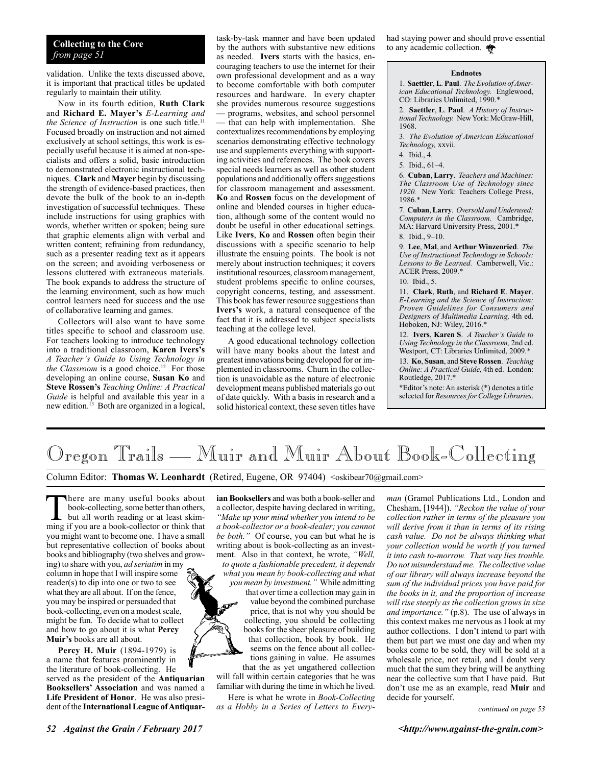**Collecting to the Core**
*from page 51*

validation. Unlike the texts discussed above, it is important that practical titles be updated regularly to maintain their utility.

Now in its fourth edition, **Ruth Clark** and **Richard E. Mayer's** *E-Learning and the Science of Instruction* is one such title.[11] Focused broadly on instruction and not aimed exclusively at school settings, this work is especially useful because it is aimed at non-specialists and offers a solid, basic introduction to demonstrated electronic instructional techniques. **Clark** and **Mayer** begin by discussing the strength of evidence-based practices, then devote the bulk of the book to an in-depth investigation of successful techniques. These include instructions for using graphics with words, whether written or spoken; being sure that graphic elements align with verbal and written content; refraining from redundancy, such as a presenter reading text as it appears on the screen; and avoiding verboseness or lessons cluttered with extraneous materials. The book expands to address the structure of the learning environment, such as how much control learners need for success and the use of collaborative learning and games.

Collectors will also want to have some titles specific to school and classroom use. For teachers looking to introduce technology into a traditional classroom, **Karen Ivers's** *A Teacher's Guide to Using Technology in the Classroom* is a good choice.[12] For those developing an online course, **Susan Ko** and **Steve Rossen's** *Teaching Online: A Practical Guide* is helpful and available this year in a new edition.[13] Both are organized in a logical, task-by-task manner and have been updated by the authors with substantive new editions as needed. **Ivers** starts with the basics, encouraging teachers to use the internet for their own professional development and as a way to become comfortable with both computer resources and hardware. In every chapter she provides numerous resource suggestions — programs, websites, and school personnel — that can help with implementation. She contextualizes recommendations by employing scenarios demonstrating effective technology use and supplements everything with supporting activities and references. The book covers special needs learners as well as other student populations and additionally offers suggestions for classroom management and assessment. **Ko** and **Rossen** focus on the development of online and blended courses in higher education, although some of the content would no doubt be useful in other educational settings. Like **Ivers**, **Ko** and **Rossen** often begin their discussions with a specific scenario to help illustrate the ensuing points. The book is not merely about instruction techniques; it covers institutional resources, classroom management, student problems specific to online courses, copyright concerns, testing, and assessment. This book has fewer resource suggestions than **Ivers's** work, a natural consequence of the fact that it is addressed to subject specialists teaching at the college level.

A good educational technology collection will have many books about the latest and greatest innovations being developed for or implemented in classrooms. Churn in the collection is unavoidable as the nature of electronic development means published materials go out of date quickly. With a basis in research and a solid historical context, these seven titles have had staying power and should prove essential to any academic collection.

**Endnotes**

1. **Saettler**, **L**. **Paul**. *The Evolution of American Educational Technology.* Englewood, CO: Libraries Unlimited, 1990.*

2. **Saettler**, **L**. **Paul**. *A History of Instructional Technology.* New York: McGraw-Hill, 1968.

3. *The Evolution of American Educational Technology,* xxvii.

4. Ibid., 4.

5. Ibid., 61–4.

6. **Cuban**, **Larry**. *Teachers and Machines: The Classroom Use of Technology since 1920.* New York: Teachers College Press, 1986.*

7. **Cuban**, **Larry**. *Oversold and Underused: Computers in the Classroom.* Cambridge, MA: Harvard University Press, 2001.*

8. Ibid., 9–10.

9. **Lee**, **Mal**, and **Arthur Winzenried**. *The Use of Instructional Technology in Schools: Lessons to Be Learned.* Camberwell, Vic.: ACER Press, 2009.*

10. Ibid., 5.

11. **Clark**, **Ruth**, and **Richard E**. **Mayer**. *E-Learning and the Science of Instruction: Proven Guidelines for Consumers and Designers of Multimedia Learning,* 4th ed. Hoboken, NJ: Wiley, 2016.*

12. **Ivers**, **Karen S**. *A Teacher's Guide to Using Technology in the Classroom,* 2nd ed. Westport, CT: Libraries Unlimited, 2009.*

13. **Ko**, **Susan**, and **Steve Rossen**. *Teaching Online: A Practical Guide,* 4th ed. London: Routledge, 2017.*

*Editor's note: An asterisk (*) denotes a title selected for *Resources for College Libraries*.

# Oregon Trails — Muir and Muir About Book-Collecting

Column Editor: **Thomas W. Leonhardt** (Retired, Eugene, OR 97404) <oskibear70@gmail.com>

There are many useful books about book-collecting, some better than others, but all worth reading or at least skimming if you are a book-collector or think that you might want to become one. I have a small but representative collection of books about books and bibliography (two shelves and growing) to share with you, *ad seriatim* in my column in hope that I will inspire some reader(s) to dip into one or two to see what they are all about. If on the fence, you may be inspired or persuaded that book-collecting, even on a modest scale, might be fun. To decide what to collect and how to go about it is what **Percy Muir's** books are all about.

**Percy H. Muir** (1894-1979) is a name that features prominently in the literature of book-collecting. He served as the president of the **Antiquarian Booksellers' Association** and was named a **Life President of Honor**. He was also president of the **International League of Antiquarian Booksellers** and was both a book-seller and a collector, despite having declared in writing, *"Make up your mind whether you intend to be a book-collector or a book-dealer; you cannot be both."* Of course, you can but what he is writing about is book-collecting as an investment. Also in that context, he wrote, *"Well, to quote a fashionable precedent, it depends what you mean by book-collecting and what you mean by investment."* While admitting that over time a collection may gain in value beyond the combined purchase price, that is not why you should be collecting, you should be collecting books for the sheer pleasure of building that collection, book by book. He seems on the fence about all collections gaining in value. He assumes that the as yet ungathered collection will fall within certain categories that he was familiar with during the time in which he lived.

Here is what he wrote in *Book-Collecting as a Hobby in a Series of Letters to Everyman* (Gramol Publications Ltd., London and Chesham, [1944]). *"Reckon the value of your collection rather in terms of the pleasure you will derive from it than in terms of its rising cash value. Do not be always thinking what your collection would be worth if you turned it into cash to-morrow. That way lies trouble. Do not misunderstand me. The collective value of our library will always increase beyond the sum of the individual prices you have paid for the books in it, and the proportion of increase will rise steeply as the collection grows in size and importance."* (p.8). The use of always in this context makes me nervous as I look at my author collections. I don't intend to part with them but part we must one day and when my books come to be sold, they will be sold at a wholesale price, not retail, and I doubt very much that the sum they bring will be anything near the collective sum that I have paid. But don't use me as an example, read **Muir** and decide for yourself.

*continued on page 53*